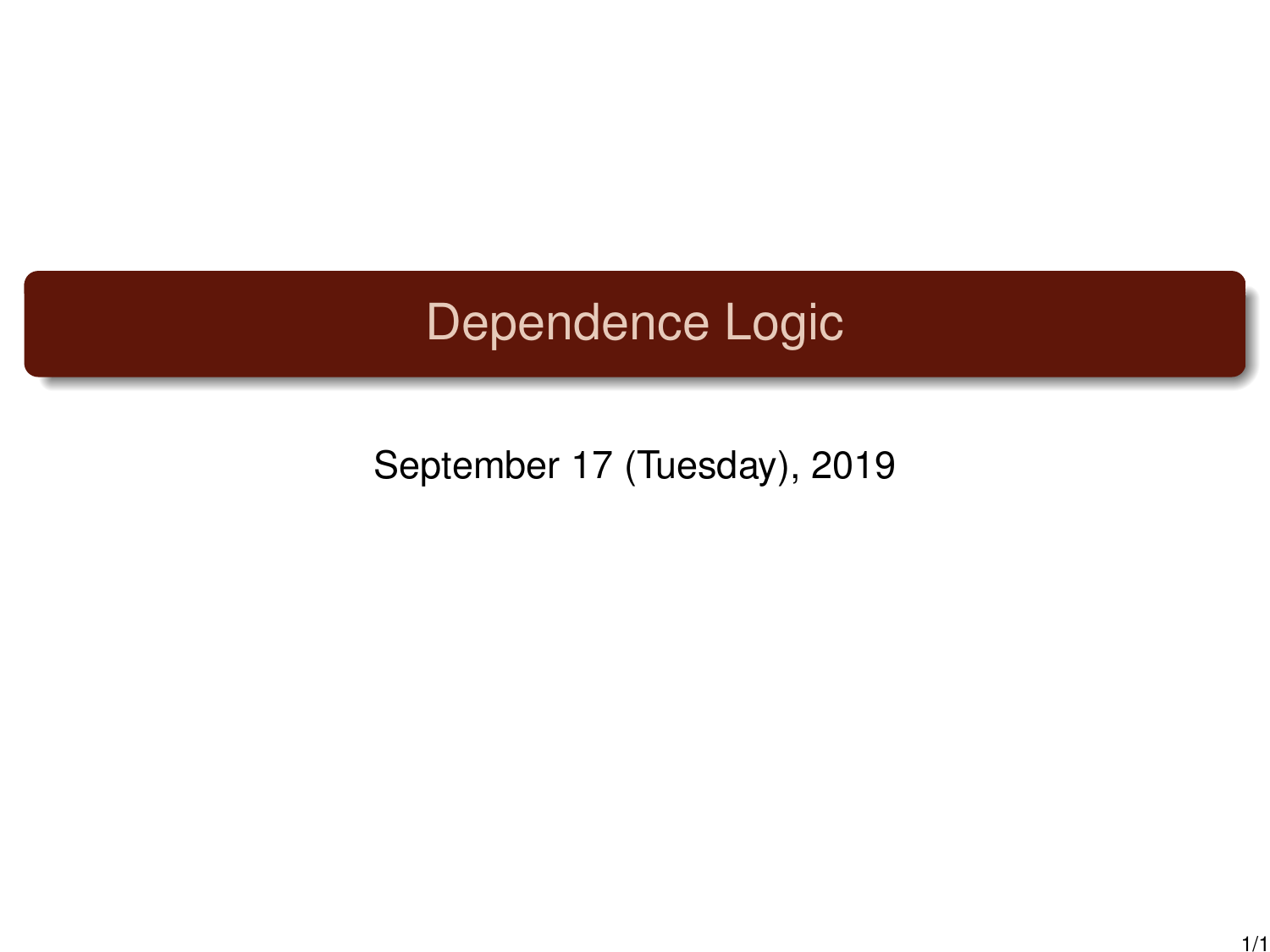# Dependence Logic

September 17 (Tuesday), 2019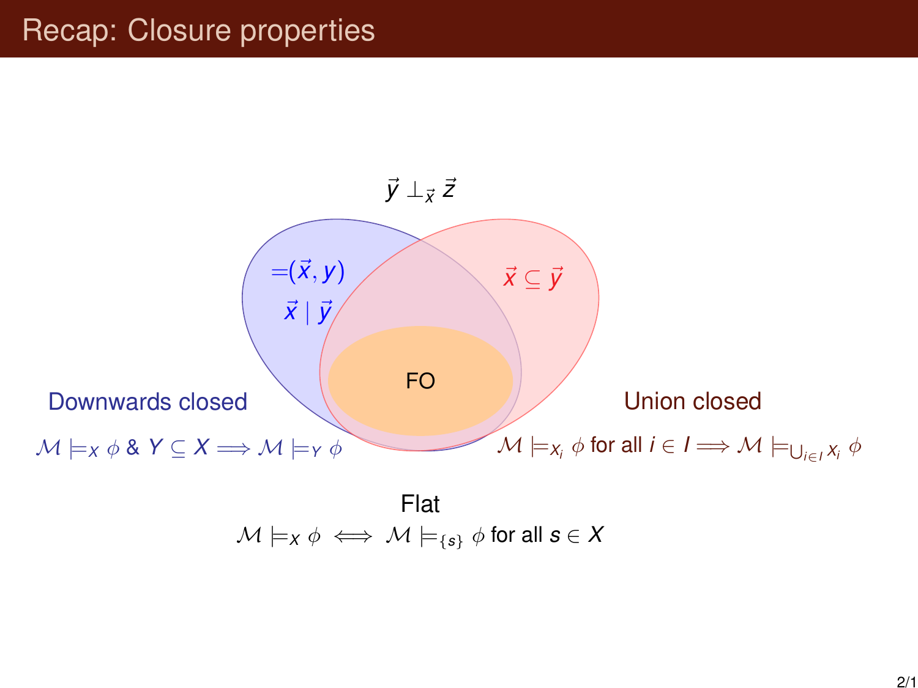# Recap: Closure properties

$\vec{y} \perp_{\vec{x}} \vec{z}$

$=\!(\vec{x}, y)$

$\vec{x} \mid \vec{y}$

$\vec{x} \subseteq \vec{y}$

FO

**Downwards closed**

$\mathcal{M} \models_X \phi$ & $Y \subseteq X \Longrightarrow \mathcal{M} \models_Y \phi$

**Union closed**

$\mathcal{M} \models_{X_i} \phi$ for all $i \in I \Longrightarrow \mathcal{M} \models_{\bigcup_{i \in I} X_i} \phi$

**Flat**

$\mathcal{M} \models_X \phi \iff \mathcal{M} \models_{\{s\}} \phi$ for all $s \in X$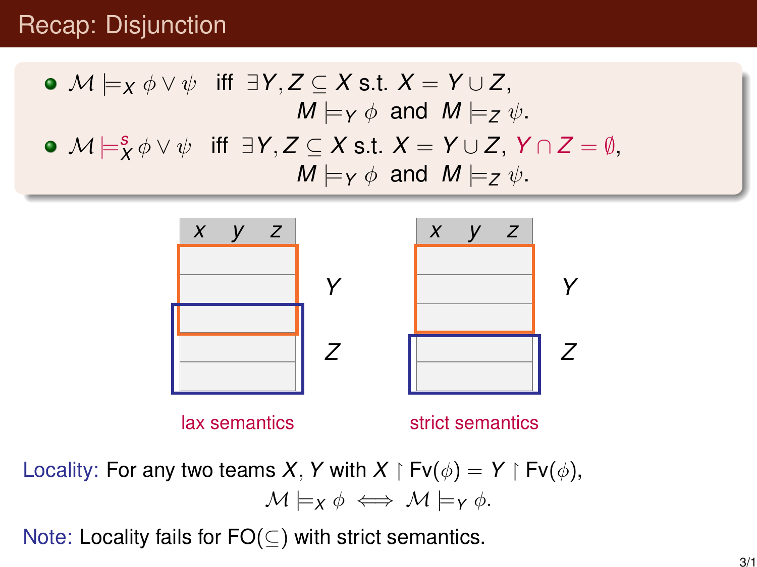# Recap: Disjunction

- $\mathcal{M} \models_X \phi \vee \psi$ iff $\exists Y, Z \subseteq X$ s.t. $X = Y \cup Z$,
  $M \models_Y \phi$ and $M \models_Z \psi$.
- $\mathcal{M} \models^s_X \phi \vee \psi$ iff $\exists Y, Z \subseteq X$ s.t. $X = Y \cup Z$, $Y \cap Z = \emptyset$,
  $M \models_Y \phi$ and $M \models_Z \psi$.

| $x$ | $y$ | $z$ |
|---|---|---|
| | | |
| | | |
| | | |
| | | |
| | | |

$Y$, $Z$

lax semantics

| $x$ | $y$ | $z$ |
|---|---|---|
| | | |
| | | |
| | | |
| | | |
| | | |

$Y$, $Z$

strict semantics

Locality: For any two teams $X, Y$ with $X \upharpoonright \mathrm{Fv}(\phi) = Y \upharpoonright \mathrm{Fv}(\phi)$,

$$\mathcal{M} \models_X \phi \iff \mathcal{M} \models_Y \phi.$$

Note: Locality fails for FO($\subseteq$) with strict semantics.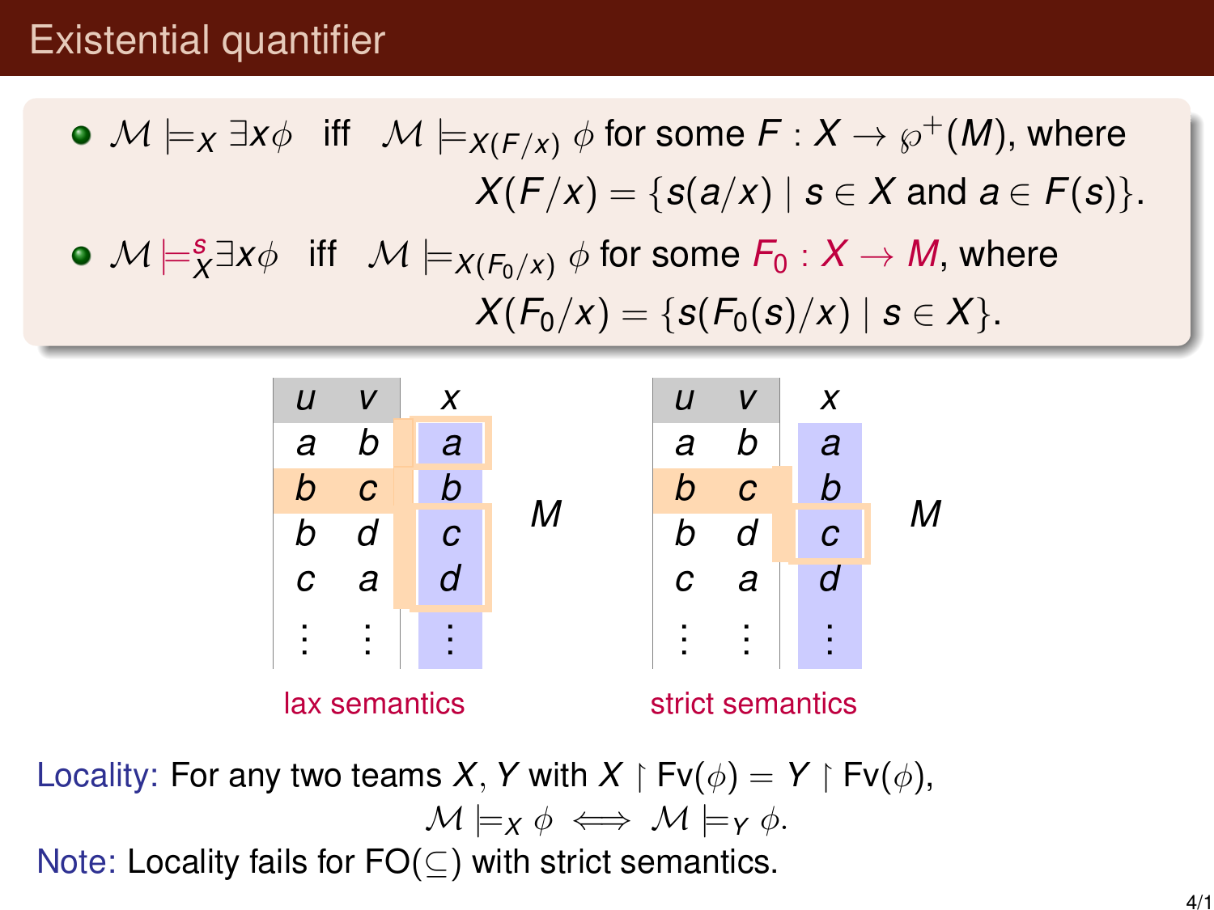# Existential quantifier

- $\mathcal{M} \models_X \exists x \phi$ iff $\mathcal{M} \models_{X(F/x)} \phi$ for some $F : X \to \wp^+(M)$, where $X(F/x) = \{s(a/x) \mid s \in X \text{ and } a \in F(s)\}$.
- $\mathcal{M} \models^s_X \exists x \phi$ iff $\mathcal{M} \models_{X(F_0/x)} \phi$ for some $F_0 : X \to M$, where $X(F_0/x) = \{s(F_0(s)/x) \mid s \in X\}$.

| $u$ | $v$ | $x$ |
|---|---|---|
| $a$ | $b$ | $a$ |
| $b$ | $c$ | $b$ |
| $b$ | $d$ | $c$ |
| $c$ | $a$ | $d$ |
| $\vdots$ | $\vdots$ | $\vdots$ |

$M$

lax semantics

| $u$ | $v$ | $x$ |
|---|---|---|
| $a$ | $b$ | $a$ |
| $b$ | $c$ | $b$ |
| $b$ | $d$ | $c$ |
| $c$ | $a$ | $d$ |
| $\vdots$ | $\vdots$ | $\vdots$ |

$M$

strict semantics

Locality: For any two teams $X, Y$ with $X \upharpoonright \mathrm{Fv}(\phi) = Y \upharpoonright \mathrm{Fv}(\phi)$,

$$\mathcal{M} \models_X \phi \iff \mathcal{M} \models_Y \phi.$$

Note: Locality fails for FO($\subseteq$) with strict semantics.